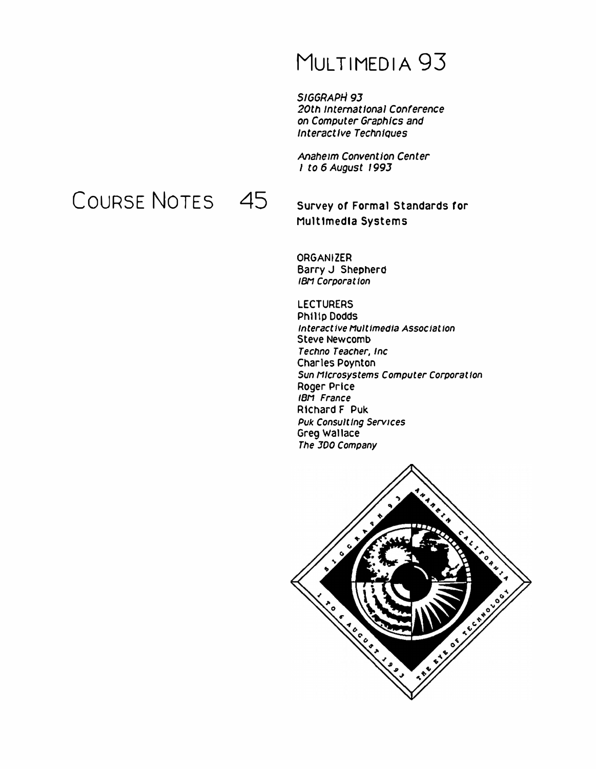# MULTIMEDIA 93

*SIGGRAPH 93*
*20th International Conference on Computer Graphics and Interactive Techniques*

*Anaheim Convention Center*
*1 to 6 August 1993*

# COURSE NOTES 45

**Survey of Formal Standards for Multimedia Systems**

ORGANIZER
Barry J Shepherd
*IBM Corporation*

LECTURERS
Philip Dodds
*Interactive Multimedia Association*
Steve Newcomb
*Techno Teacher, Inc*
Charles Poynton
*Sun Microsystems Computer Corporation*
Roger Price
*IBM France*
Richard F Puk
*Puk Consulting Services*
Greg Wallace
*The 3DO Company*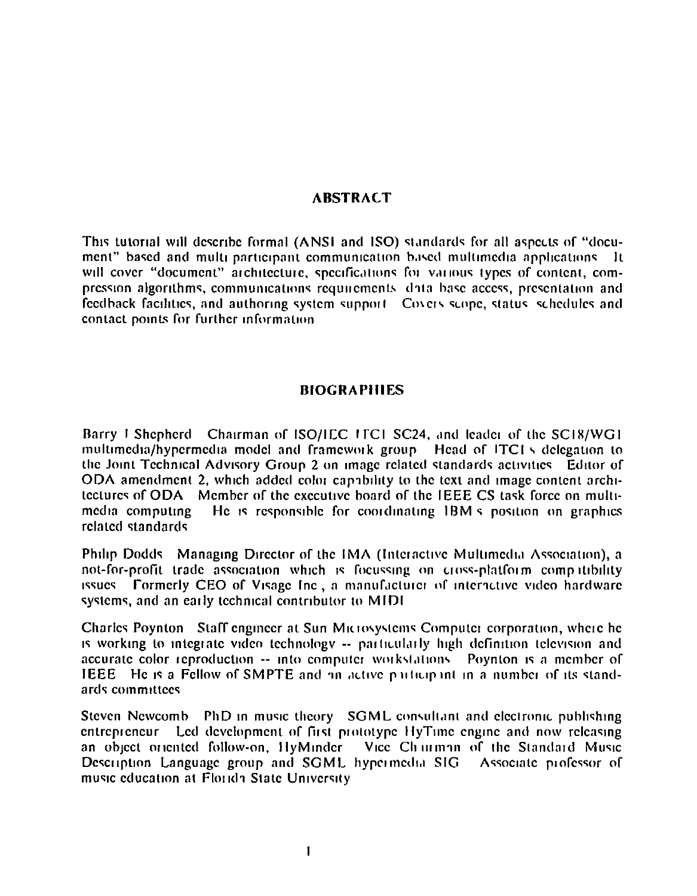## ABSTRACT

This tutorial will describe formal (ANSI and ISO) standards for all aspects of "document" based and multi participant communication based multimedia applications It will cover "document" architecture, specifications for various types of content, compression algorithms, communications requirements data base access, presentation and feedback facilities, and authoring system support Covers scope, status schedules and contact points for further information

## BIOGRAPHIES

Barry I Shepherd Chairman of ISO/IEC JTC1 SC24, and leader of the SC18/WG1 multimedia/hypermedia model and framework group Head of ITCI's delegation to the Joint Technical Advisory Group 2 on image related standards activities Editor of ODA amendment 2, which added color capability to the text and image content architectures of ODA Member of the executive board of the IEEE CS task force on multimedia computing He is responsible for coordinating IBM's position on graphics related standards

Philip Dodds Managing Director of the IMA (Interactive Multimedia Association), a not-for-profit trade association which is focussing on cross-platform compatibility issues Formerly CEO of Visage Inc , a manufacturer of interactive video hardware systems, and an early technical contributor to MIDI

Charles Poynton Staff engineer at Sun Microsystems Computer corporation, where he is working to integrate video technology -- particularly high definition television and accurate color reproduction -- into computer workstations Poynton is a member of IEEE He is a Fellow of SMPTE and an active participant in a number of its standards committees

Steven Newcomb PhD in music theory SGML consultant and electronic publishing entrepreneur Led development of first prototype HyTime engine and now releasing an object oriented follow-on, HyMinder Vice Chairman of the Standard Music Description Language group and SGML hypermedia SIG Associate professor of music education at Florida State University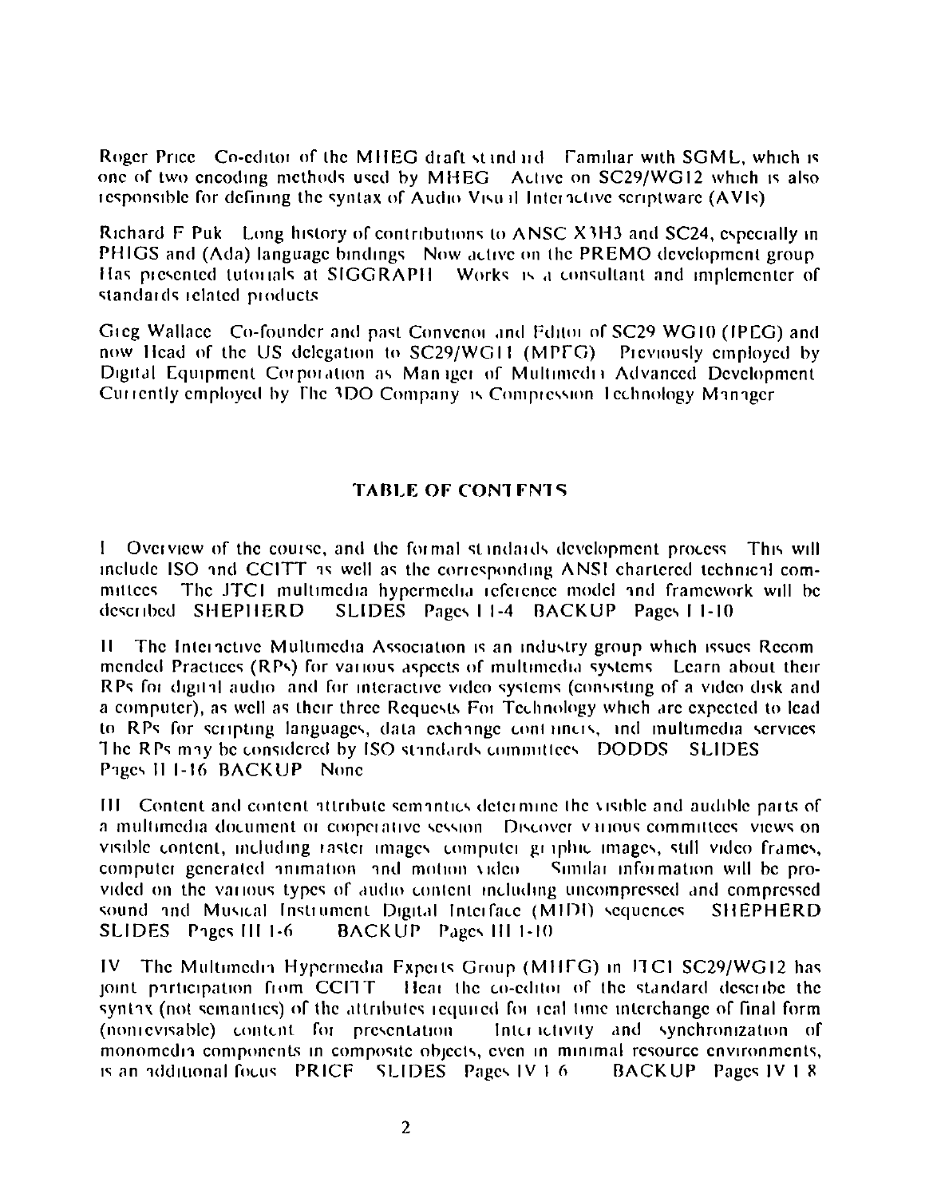Roger Price Co-editor of the MHEG draft standard Familiar with SGML, which is one of two encoding methods used by MHEG Active on SC29/WG12 which is also responsible for defining the syntax of Audio Visual Interactive scriptware (AVIs)

Richard F Puk Long history of contributions to ANSC X3H3 and SC24, especially in PHIGS and (Ada) language bindings Now active on the PREMO development group Has presented tutorials at SIGGRAPH Works is a consultant and implementer of standards related products

Greg Wallace Co-founder and past Convenor and Editor of SC29 WG10 (JPEG) and now Head of the US delegation to SC29/WG11 (MPEG) Previously employed by Digital Equipment Corporation as Manager of Multimedia Advanced Development Currently employed by The 3DO Company as Compression Technology Manager

## TABLE OF CONTENTS

I Overview of the course, and the formal standards development process This will include ISO and CCITT as well as the corresponding ANSI chartered technical committees The JTC1 multimedia hypermedia reference model and framework will be described SHEPHERD SLIDES Pages I 1-4 BACKUP Pages I 1-10

II The Interactive Multimedia Association is an industry group which issues Recommended Practices (RPs) for various aspects of multimedia systems Learn about their RPs for digital audio and for interactive video systems (consisting of a video disk and a computer), as well as their three Requests For Technology which are expected to lead to RPs for scripting languages, data exchange containers, and multimedia services The RPs may be considered by ISO standards committees DODDS SLIDES Pages II 1-16 BACKUP None

III Content and content attribute semantics determine the visible and audible parts of a multimedia document or cooperative session Discover various committees views on visible content, including raster images computer graphic images, still video frames, computer generated animation and motion video Similar information will be provided on the various types of audio content including uncompressed and compressed sound and Musical Instrument Digital Interface (MIDI) sequences SHEPHERD SLIDES Pages III 1-6 BACKUP Pages III 1-10

IV The Multimedia Hypermedia Experts Group (MHEG) in JTC1 SC29/WG12 has joint participation from CCITT Hear the co-editor of the standard describe the syntax (not semantics) of the attributes required for real time interchange of final form (nonrevisable) content for presentation Interactivity and synchronization of monomedia components in composite objects, even in minimal resource environments, is an additional focus PRICE SLIDES Pages IV 1 6 BACKUP Pages IV 1 8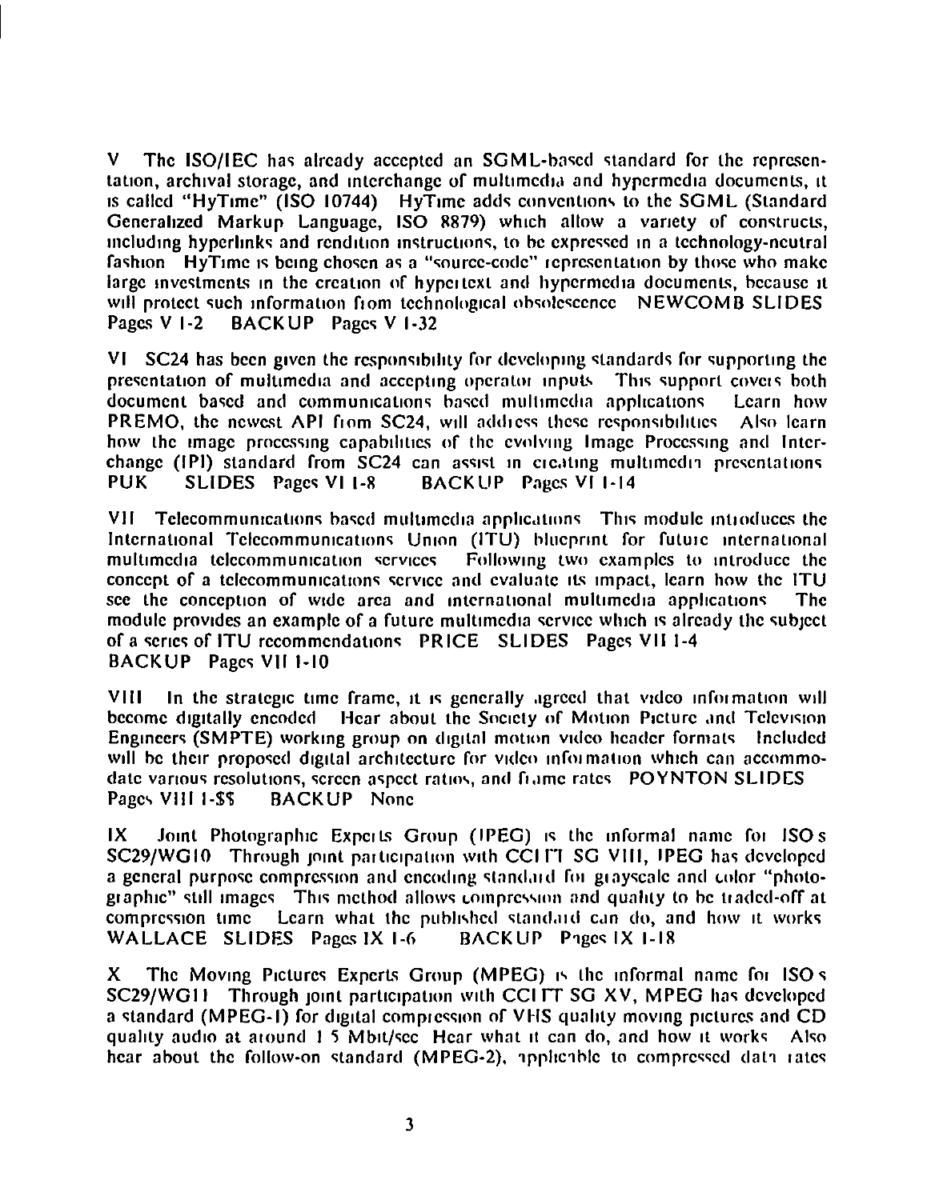V The ISO/IEC has already accepted an SGML-based standard for the representation, archival storage, and interchange of multimedia and hypermedia documents, it is called "HyTime" (ISO 10744) HyTime adds conventions to the SGML (Standard Generalized Markup Language, ISO 8879) which allow a variety of constructs, including hyperlinks and rendition instructions, to be expressed in a technology-neutral fashion HyTime is being chosen as a "source-code" representation by those who make large investments in the creation of hypertext and hypermedia documents, because it will protect such information from technological obsolescence NEWCOMB SLIDES Pages V 1-2 BACKUP Pages V 1-32

VI SC24 has been given the responsibility for developing standards for supporting the presentation of multimedia and accepting operator inputs This support covers both document based and communications based multimedia applications Learn how PREMO, the newest API from SC24, will address these responsibilities Also learn how the image processing capabilities of the evolving Image Processing and Interchange (IPI) standard from SC24 can assist in creating multimedia presentations PUK SLIDES Pages VI 1-8 BACKUP Pages VI 1-14

VII Telecommunications based multimedia applications This module introduces the International Telecommunications Union (ITU) blueprint for future international multimedia telecommunication services Following two examples to introduce the concept of a telecommunications service and evaluate its impact, learn how the ITU see the conception of wide area and international multimedia applications The module provides an example of a future multimedia service which is already the subject of a series of ITU recommendations PRICE SLIDES Pages VII 1-4 BACKUP Pages VII 1-10

VIII In the strategic time frame, it is generally agreed that video information will become digitally encoded Hear about the Society of Motion Picture and Television Engineers (SMPTE) working group on digital motion video header formats Included will be their proposed digital architecture for video information which can accommodate various resolutions, screen aspect ratios, and frame rates POYNTON SLIDES Pages VIII 1-$$ BACKUP None

IX Joint Photographic Experts Group (JPEG) is the informal name for ISO s SC29/WG10 Through joint participation with CCITT SG VIII, JPEG has developed a general purpose compression and encoding standard for grayscale and color "photographic" still images This method allows compression and quality to be traded-off at compression time Learn what the published standard can do, and how it works WALLACE SLIDES Pages IX 1-6 BACKUP Pages IX 1-18

X The Moving Pictures Experts Group (MPEG) is the informal name for ISO s SC29/WG11 Through joint participation with CCITT SG XV, MPEG has developed a standard (MPEG-1) for digital compression of VHS quality moving pictures and CD quality audio at around 1 5 Mbit/sec Hear what it can do, and how it works Also hear about the follow-on standard (MPEG-2), applicable to compressed data rates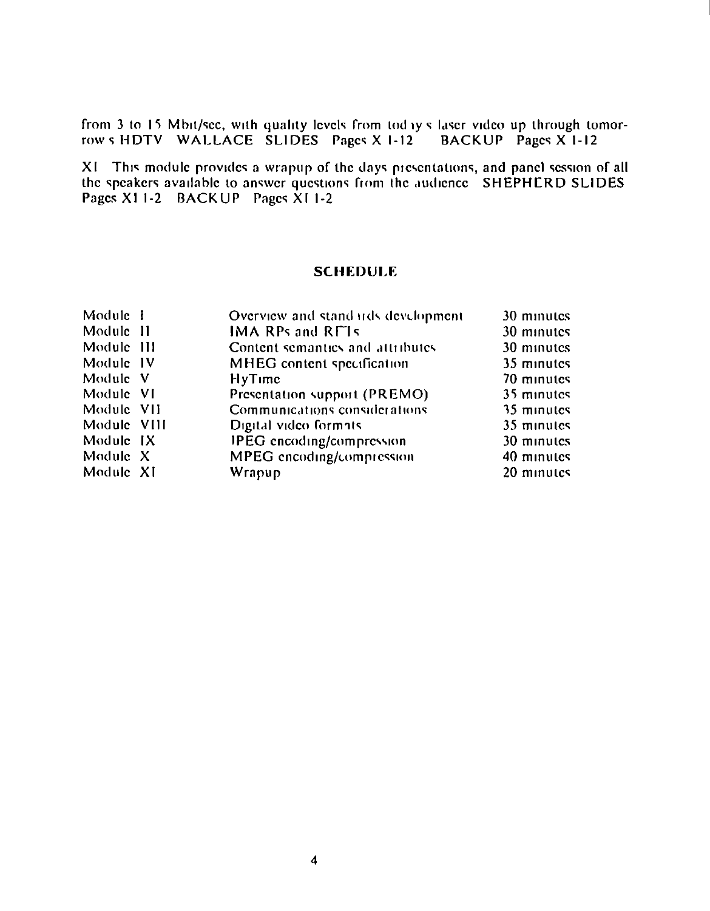from 3 to 15 Mbit/sec, with quality levels from today's laser video up through tomorrow's HDTV WALLACE SLIDES Pages X 1-12 BACKUP Pages X 1-12

XI This module provides a wrapup of the days presentations, and panel session of all the speakers available to answer questions from the audience SHEPHERD SLIDES Pages XI 1-2 BACKUP Pages XI 1-2

## SCHEDULE

| | | |
|---|---|---|
| Module I | Overview and standards development | 30 minutes |
| Module II | IMA RPs and RFTs | 30 minutes |
| Module III | Content semantics and attributes | 30 minutes |
| Module IV | MHEG content specification | 35 minutes |
| Module V | HyTime | 70 minutes |
| Module VI | Presentation support (PREMO) | 35 minutes |
| Module VII | Communications considerations | 35 minutes |
| Module VIII | Digital video formats | 35 minutes |
| Module IX | JPEG encoding/compression | 30 minutes |
| Module X | MPEG encoding/compression | 40 minutes |
| Module XI | Wrapup | 20 minutes |